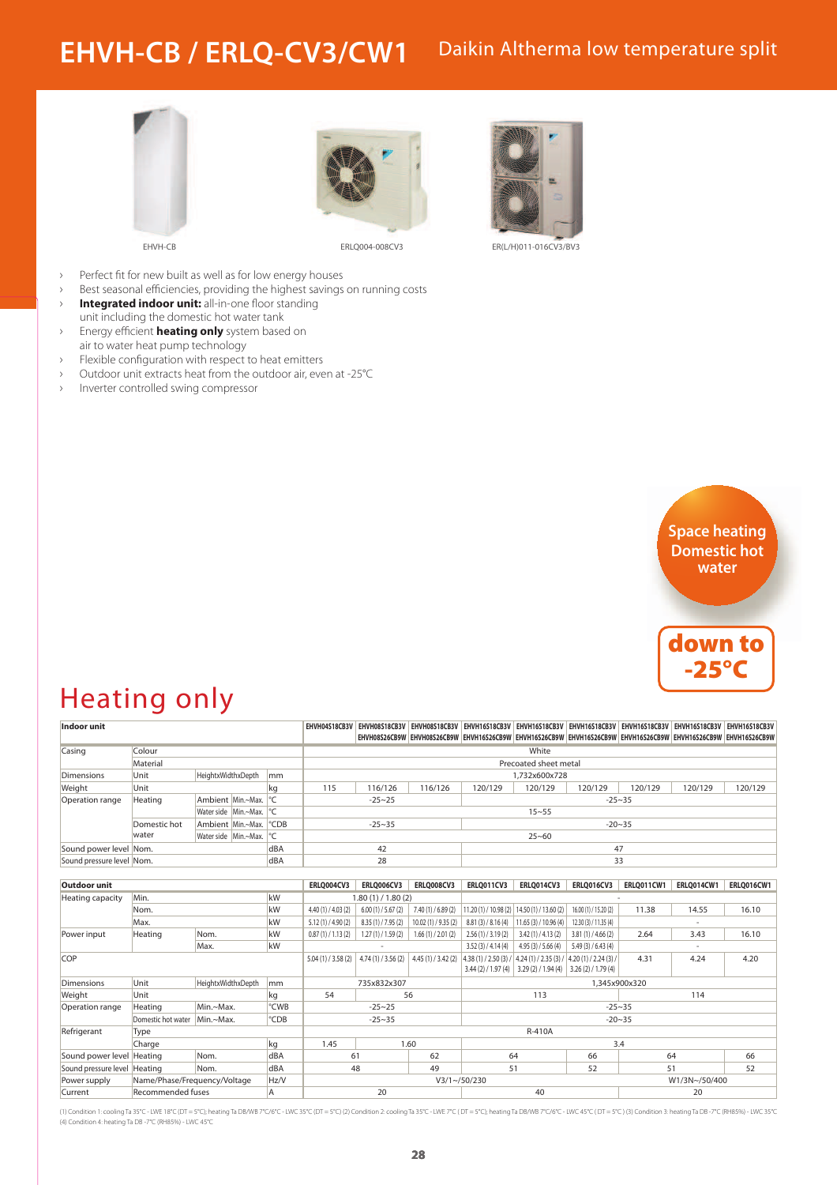# EHVH-CB / ERLQ-CV3/CW1

## Daikin Altherma low temperature split

EHVH-CB

ERLQ004-008CV3

ER(L/H)011-016CV3/BV3

- Perfect fit for new built as well as for low energy houses
- Best seasonal efficiencies, providing the highest savings on running costs
- **Integrated indoor unit:** all-in-one floor standing unit including the domestic hot water tank
- Energy efficient **heating only** system based on air to water heat pump technology
- Flexible configuration with respect to heat emitters
- Outdoor unit extracts heat from the outdoor air, even at -25°C
- Inverter controlled swing compressor

Space heating Domestic hot water

down to -25°C

# Heating only

| Indoor unit | | | | | EHVH04S18CB3V | EHVH08S18CB3V EHVH08S26CB9W | EHVH08S18CB3V EHVH08S26CB9W | EHVH16S18CB3V EHVH16S26CB9W | EHVH16S18CB3V EHVH16S26CB9W | EHVH16S18CB3V EHVH16S26CB9W | EHVH16S18CB3V EHVH16S26CB9W | EHVH16S18CB3V EHVH16S26CB9W | EHVH16S18CB3V EHVH16S26CB9W |
|---|---|---|---|---|---|---|---|---|---|---|---|---|---|
| Casing | Colour | | | | White | | | | | | | | |
| | Material | | | | Precoated sheet metal | | | | | | | | |
| Dimensions | Unit | HeightxWidthxDepth | | mm | 1,732x600x728 | | | | | | | | |
| Weight | Unit | | | kg | 115 | 116/126 | 116/126 | 120/129 | 120/129 | 120/129 | 120/129 | 120/129 | 120/129 |
| Operation range | Heating | Ambient | Min.~Max. | °C | -25~25 | | | -25~35 | | | | | |
| | | Water side | Min.~Max. | °C | 15~55 | | | | | | | | |
| | Domestic hot water | Ambient | Min.~Max. | °CDB | -25~35 | | | -20~35 | | | | | |
| | | Water side | Min.~Max. | °C | 25~60 | | | | | | | | |
| Sound power level | Nom. | | | dBA | 42 | | | 47 | | | | | |
| Sound pressure level | Nom. | | | dBA | 28 | | | 33 | | | | | |

| Outdoor unit | | | | ERLQ004CV3 | ERLQ006CV3 | ERLQ008CV3 | ERLQ011CV3 | ERLQ014CV3 | ERLQ016CV3 | ERLQ011CW1 | ERLQ014CW1 | ERLQ016CW1 |
|---|---|---|---|---|---|---|---|---|---|---|---|---|
| Heating capacity | Min. | | kW | 1.80 (1) / 1.80 (2) | | | - | | | | | |
| | Nom. | | kW | 4.40 (1) / 4.03 (2) | 6.00 (1) / 5.67 (2) | 7.40 (1) / 6.89 (2) | 11.20 (1) / 10.98 (2) | 14.50 (1) / 13.60 (2) | 16.00 (1) / 15.20 (2) | 11.38 | 14.55 | 16.10 |
| | Max. | | kW | 5.12 (1) / 4.90 (2) | 8.35 (1) / 7.95 (2) | 10.02 (1) / 9.35 (2) | 8.81 (3) / 8.16 (4) | 11.65 (3) / 10.96 (4) | 12.30 (3) / 11.35 (4) | | - | |
| Power input | Heating | Nom. | kW | 0.87 (1) / 1.13 (2) | 1.27 (1) / 1.59 (2) | 1.66 (1) / 2.01 (2) | 2.56 (1) / 3.19 (2) | 3.42 (1) / 4.13 (2) | 3.81 (1) / 4.66 (2) | 2.64 | 3.43 | 16.10 |
| | | Max. | kW | - | | | 3.52 (3) / 4.14 (4) | 4.95 (3) / 5.66 (4) | 5.49 (3) / 6.43 (4) | | - | |
| COP | | | | 5.04 (1) / 3.58 (2) | 4.74 (1) / 3.56 (2) | 4.45 (1) / 3.42 (2) | 4.38 (1) / 2.50 (3) / 3.44 (2) / 1.97 (4) | 4.24 (1) / 2.35 (3) / 3.29 (2) / 1.94 (4) | 4.20 (1) / 2.24 (3) / 3.26 (2) / 1.79 (4) | 4.31 | 4.24 | 4.20 |
| Dimensions | Unit | HeightxWidthxDepth | mm | 735x832x307 | | | 1,345x900x320 | | | | | |
| Weight | Unit | | kg | 54 | 56 | | 113 | | | 114 | | |
| Operation range | Heating | Min.~Max. | °CWB | -25~25 | | | -25~35 | | | | | |
| | Domestic hot water | Min.~Max. | °CDB | -25~35 | | | -20~35 | | | | | |
| Refrigerant | Type | | | R-410A | | | | | | | | |
| | Charge | | kg | 1.45 | 1.60 | | 3.4 | | | | | |
| Sound power level | Heating | Nom. | dBA | 61 | | 62 | 64 | | 66 | 64 | | 66 |
| Sound pressure level | Heating | Nom. | dBA | 48 | | 49 | 51 | | 52 | 51 | | 52 |
| Power supply | Name/Phase/Frequency/Voltage | | Hz/V | V3/1~/50/230 | | | | | | W1/3N~/50/400 | | |
| Current | Recommended fuses | | A | 20 | | | 40 | | | 20 | | |

(1) Condition 1: cooling Ta 35°C - LWE 18°C (DT = 5°C); heating Ta DB/WB 7°C/6°C - LWC 35°C (DT = 5°C) (2) Condition 2: cooling Ta 35°C - LWE 7°C ( DT = 5°C); heating Ta DB/WB 7°C/6°C - LWC 45°C ( DT = 5°C ) (3) Condition 3: heating Ta DB -7°C (RH85%) - LWC 35°C (4) Condition 4: heating Ta DB -7°C (RH85%) - LWC 45°C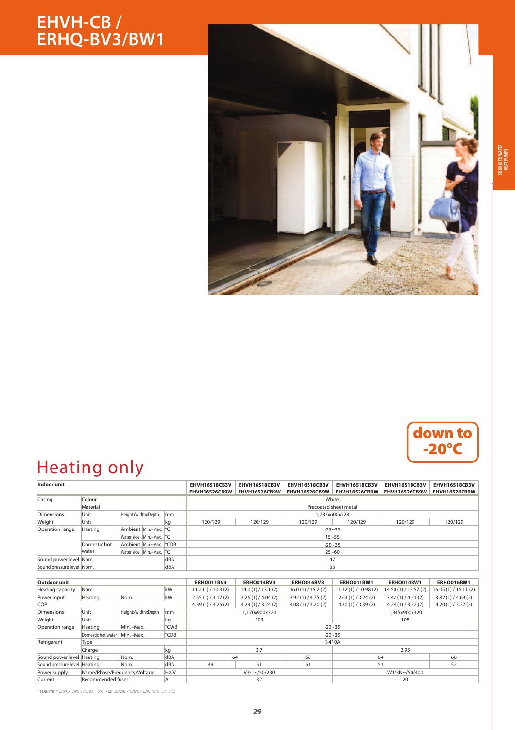# EHVH-CB / ERHQ-BV3/BW1

SOURCE TO WATER HEAT PUMPS

down to -20°C

## Heating only

| Indoor unit | | | | | EHVH16S18CB3V EHVH16S26CB9W | EHVH16S18CB3V EHVH16S26CB9W | EHVH16S18CB3V EHVH16S26CB9W | EHVH16S18CB3V EHVH16S26CB9W | EHVH16S18CB3V EHVH16S26CB9W | EHVH16S18CB3V EHVH16S26CB9W |
|---|---|---|---|---|---|---|---|---|---|---|
| Casing | Colour | | | | White | | | | | |
| | Material | | | | Precoated sheet metal | | | | | |
| Dimensions | Unit | HeightxWidthxDepth | | mm | 1,732x600x728 | | | | | |
| Weight | Unit | | | kg | 120/129 | 120/129 | 120/129 | 120/129 | 120/129 | 120/129 |
| Operation range | Heating | Ambient | Min.~Max. | °C | -25~35 | | | | | |
| | | Water side | Min.~Max. | °C | 15~55 | | | | | |
| | Domestic hot water | Ambient | Min.~Max. | °CDB | -20~35 | | | | | |
| | | Water side | Min.~Max. | °C | 25~60 | | | | | |
| Sound power level | Nom. | | | dBA | 47 | | | | | |
| Sound pressure level | Nom. | | | dBA | 33 | | | | | |

| Outdoor unit | | | | ERHQ011BV3 | ERHQ014BV3 | ERHQ016BV3 | ERHQ011BW1 | ERHQ014BW1 | ERHQ016BW1 |
|---|---|---|---|---|---|---|---|---|---|
| Heating capacity | Nom. | | kW | 11.2 (1) / 10.3 (2) | 14.0 (1) / 13.1 (2) | 16.0 (1) / 15.2 (2) | 11.32 (1) / 10.98 (2) | 14.50 (1) / 13.57 (2) | 16.05 (1) / 15.11 (2) |
| Power input | Heating | Nom. | kW | 2.55 (1) / 3.17 (2) | 3.26 (1) / 4.04 (2) | 3.92 (1) / 4.75 (2) | 2.63 (1) / 3.24 (2) | 3.42 (1) / 4.21 (2) | 3.82 (1) / 4.69 (2) |
| COP | | | | 4.39 (1) / 3.25 (2) | 4.29 (1) / 3.24 (2) | 4.08 (1) / 3.20 (2) | 4.30 (1) / 3.39 (2) | 4.24 (1) / 3.22 (2) | 4.20 (1) / 3.22 (2) |
| Dimensions | Unit | HeightxWidthxDepth | mm | 1,170x900x320 | | | 1,345x900x320 | | |
| Weight | Unit | | kg | 103 | | | 108 | | |
| Operation range | Heating | Min.~Max. | °CWB | -20~35 | | | | | |
| | Domestic hot water | Min.~Max. | °CDB | -20~35 | | | | | |
| Refrigerant | Type | | | R-410A | | | | | |
| | Charge | | kg | 2.7 | | | 2.95 | | |
| Sound power level | Heating | Nom. | dBA | 64 | | 66 | 64 | | 66 |
| Sound pressure level | Heating | Nom. | dBA | 49 | 51 | 53 | 51 | | 52 |
| Power supply | Name/Phase/Frequency/Voltage | | Hz/V | V3/1~/50/230 | | | W1/3N~/50/400 | | |
| Current | Recommended fuses | | A | 32 | | | 20 | | |

(1) DB/WB 7°C/6°C - LWC 35°C (DT=5°C) - (2) DB/WB 7°C/6°C - LWC 45°C (Dt=5°C)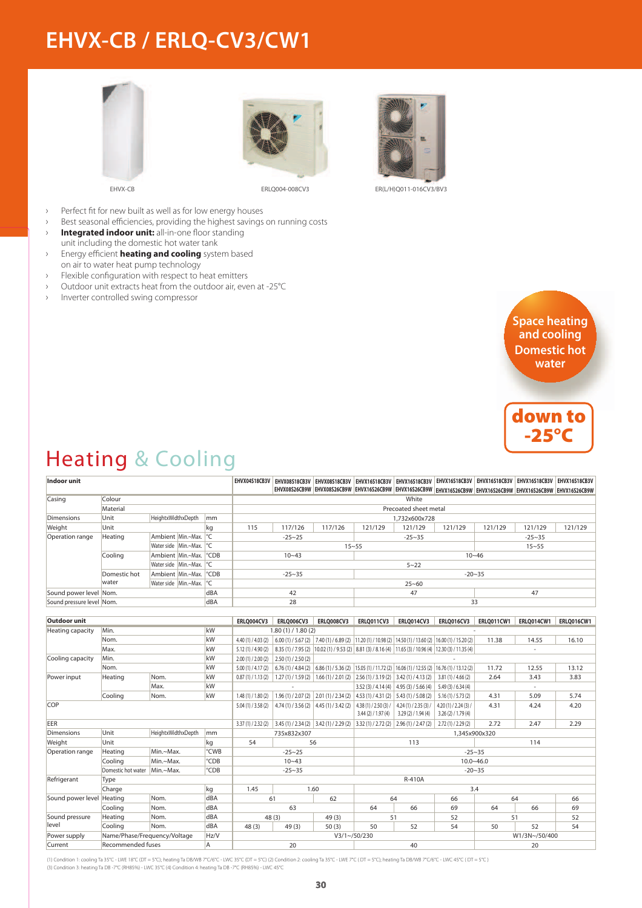# EHVX-CB / ERLQ-CV3/CW1

EHVX-CB

ERLQ004-008CV3

ER(L/H)Q011-016CV3/BV3

- Perfect fit for new built as well as for low energy houses
- Best seasonal efficiencies, providing the highest savings on running costs
- **Integrated indoor unit:** all-in-one floor standing unit including the domestic hot water tank
- Energy efficient **heating and cooling** system based on air to water heat pump technology
- Flexible configuration with respect to heat emitters
- Outdoor unit extracts heat from the outdoor air, even at -25°C
- Inverter controlled swing compressor

Space heating and cooling Domestic hot water

down to -25°C

## Heating & Cooling

| Indoor unit | | | | | EHVX04S18CB3V | EHVX08S18CB3V EHVX08S26CB9W | EHVX08S18CB3V EHVX08S26CB9W | EHVX16S18CB3V EHVX16S26CB9W | EHVX16S18CB3V EHVX16S26CB9W | EHVX16S18CB3V EHVX16S26CB9W | EHVX16S18CB3V EHVX16S26CB9W | EHVX16S18CB3V EHVX16S26CB9W | EHVX16S18CB3V EHVX16S26CB9W |
|---|---|---|---|---|---|---|---|---|---|---|---|---|---|
| Casing | Colour | | | | White | | | | | | | | |
| | Material | | | | Precoated sheet metal | | | | | | | | |
| Dimensions | Unit | HeightxWidthxDepth | | mm | 1,732x600x728 | | | | | | | | |
| Weight | Unit | | | kg | 115 | 117/126 | 117/126 | 121/129 | 121/129 | 121/129 | 121/129 | 121/129 | 121/129 |
| Operation range | Heating | Ambient | Min.~Max. | °C | -25~25 | | | -25~35 | | | -25~35 | | |
| | | Water side | Min.~Max. | °C | 15~55 | | | | | | 15~55 | | |
| | Cooling | Ambient | Min.~Max. | °CDB | 10~43 | | | 10~46 | | | | | |
| | | Water side | Min.~Max. | °C | 5~22 | | | | | | | | |
| | Domestic hot water | Ambient | Min.~Max. | °CDB | -25~35 | | | -20~35 | | | | | |
| | | Water side | Min.~Max. | °C | 25~60 | | | | | | | | |
| Sound power level | Nom. | | | dBA | 42 | | | 47 | | | 47 | | |
| Sound pressure level | Nom. | | | dBA | 28 | | | 33 | | | | | |

| Outdoor unit | | | | ERLQ004CV3 | ERLQ006CV3 | ERLQ008CV3 | ERLQ011CV3 | ERLQ014CV3 | ERLQ016CV3 | ERLQ011CW1 | ERLQ014CW1 | ERLQ016CW1 |
|---|---|---|---|---|---|---|---|---|---|---|---|---|
| Heating capacity | Min. | | kW | 1.80 (1) / 1.80 (2) | | | - | | | | | |
| | Nom. | | kW | 4.40 (1) / 4.03 (2) | 6.00 (1) / 5.67 (2) | 7.40 (1) / 6.89 (2) | 11.20 (1) / 10.98 (2) | 14.50 (1) / 13.60 (2) | 16.00 (1) / 15.20 (2) | 11.38 | 14.55 | 16.10 |
| | Max. | | kW | 5.12 (1) / 4.90 (2) | 8.35 (1) / 7.95 (2) | 10.02 (1) / 9.53 (2) | 8.81 (3) / 8.16 (4) | 11.65 (3) / 10.96 (4) | 12.30 (3) / 11.35 (4) | - | | |
| Cooling capacity | Min. | | kW | 2.00 (1) / 2.00 (2) | 2.50 (1) / 2.50 (2) | | - | | | | | |
| | Nom. | | kW | 5.00 (1) / 4.17 (2) | 6.76 (1) / 4.84 (2) | 6.86 (1) / 5.36 (2) | 15.05 (1) / 11.72 (2) | 16.06 (1) / 12.55 (2) | 16.76 (1) / 13.12 (2) | 11.72 | 12.55 | 13.12 |
| Power input | Heating | Nom. | kW | 0.87 (1) / 1.13 (2) | 1.27 (1) / 1.59 (2) | 1.66 (1) / 2.01 (2) | 2.56 (1) / 3.19 (2) | 3.42 (1) / 4.13 (2) | 3.81 (1) / 4.66 (2) | 2.64 | 3.43 | 3.83 |
| | | Max. | kW | - | | | 3.52 (3) / 4.14 (4) | 4.95 (3) / 5.66 (4) | 5.49 (3) / 6.34 (4) | - | | |
| | Cooling | Nom. | kW | 1.48 (1) / 1.80 (2) | 1.96 (1) / 2.07 (2) | 2.01 (1) / 2.34 (2) | 4.53 (1) / 4.31 (2) | 5.43 (1) / 5.08 (2) | 5.16 (1) / 5.73 (2) | 4.31 | 5.09 | 5.74 |
| COP | | | | 5.04 (1) / 3.58 (2) | 4.74 (1) / 3.56 (2) | 4.45 (1) / 3.42 (2) | 4.38 (1) / 2.50 (3) / 3.44 (2) / 1.97 (4) | 4.24 (1) / 2.35 (3) / 3.29 (2) / 1.94 (4) | 4.20 (1) / 2.24 (3) / 3.26 (2) / 1.79 (4) | 4.31 | 4.24 | 4.20 |
| EER | | | | 3.37 (1) / 2.32 (2) | 3.45 (1) / 2.34 (2) | 3.42 (1) / 2.29 (2) | 3.32 (1) / 2.72 (2) | 2.96 (1) / 2.47 (2) | 2.72 (1) / 2.29 (2) | 2.72 | 2.47 | 2.29 |
| Dimensions | Unit | HeightxWidthxDepth | mm | 735x832x307 | | | 1,345x900x320 | | | | | |
| Weight | Unit | | kg | 54 | 56 | | 113 | | | 114 | | |
| Operation range | Heating | Min.~Max. | °CWB | -25~25 | | | -25~35 | | | | | |
| | Cooling | Min.~Max. | °CDB | 10~43 | | | 10.0~46.0 | | | | | |
| | Domestic hot water | Min.~Max. | °CDB | -25~35 | | | -20~35 | | | | | |
| Refrigerant | Type | | | R-410A | | | | | | | | |
| | Charge | | kg | 1.45 | 1.60 | | 3.4 | | | | | |
| Sound power level | Heating | Nom. | dBA | 61 | | 62 | 64 | | 66 | 64 | | 66 |
| | Cooling | Nom. | dBA | 63 | | | 64 | 66 | 69 | 64 | 66 | 69 |
| Sound pressure level | Heating | Nom. | dBA | 48 (3) | | 49 (3) | 51 | | 52 | 51 | | 52 |
| | Cooling | Nom. | dBA | 48 (3) | 49 (3) | 50 (3) | 50 | 52 | 54 | 50 | 52 | 54 |
| Power supply | Name/Phase/Frequency/Voltage | | Hz/V | V3/1~/50/230 | | | | | | W1/3N~/50/400 | | |
| Current | Recommended fuses | | A | 20 | | | 40 | | | 20 | | |

(1) Condition 1: cooling Ta 35°C - LWE 18°C (DT = 5°C); heating Ta DB/WB 7°C/6°C - LWC 35°C (DT = 5°C) (2) Condition 2: cooling Ta 35°C - LWE 7°C ( DT = 5°C); heating Ta DB/WB 7°C/6°C - LWC 45°C ( DT = 5°C )
(3) Condition 3: heating Ta DB -7°C (RH85%) - LWC 35°C (4) Condition 4: heating Ta DB -7°C (RH85%) - LWC 45°C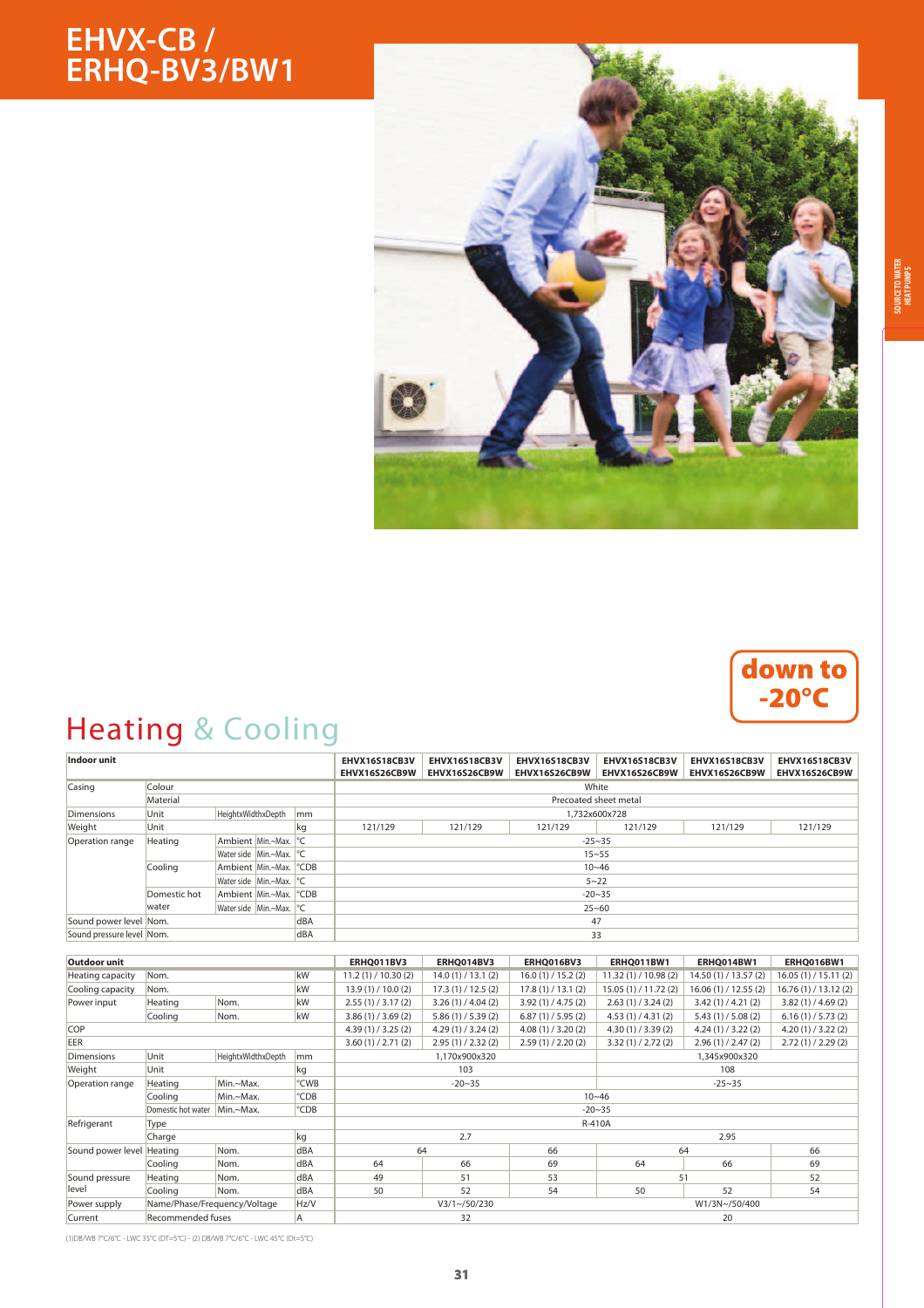# EHVX-CB / ERHQ-BV3/BW1

down to -20°C

## Heating & Cooling

| Indoor unit | | | | | EHVX16S18CB3V EHVX16S26CB9W | EHVX16S18CB3V EHVX16S26CB9W | EHVX16S18CB3V EHVX16S26CB9W | EHVX16S18CB3V EHVX16S26CB9W | EHVX16S18CB3V EHVX16S26CB9W | EHVX16S18CB3V EHVX16S26CB9W |
|---|---|---|---|---|---|---|---|---|---|---|
| Casing | Colour | | | | White | | | | | |
| | Material | | | | Precoated sheet metal | | | | | |
| Dimensions | Unit | HeightxWidthxDepth | | mm | 1,732x600x728 | | | | | |
| Weight | Unit | | | kg | 121/129 | 121/129 | 121/129 | 121/129 | 121/129 | 121/129 |
| Operation range | Heating | Ambient | Min.~Max. | °C | -25~35 | | | | | |
| | | Water side | Min.~Max. | °C | 15~55 | | | | | |
| | Cooling | Ambient | Min.~Max. | °CDB | 10~46 | | | | | |
| | | Water side | Min.~Max. | °C | 5~22 | | | | | |
| | Domestic hot water | Ambient | Min.~Max. | °CDB | -20~35 | | | | | |
| | | Water side | Min.~Max. | °C | 25~60 | | | | | |
| Sound power level | Nom. | | | dBA | 47 | | | | | |
| Sound pressure level | Nom. | | | dBA | 33 | | | | | |

| Outdoor unit | | | | ERHQ011BV3 | ERHQ014BV3 | ERHQ016BV3 | ERHQ011BW1 | ERHQ014BW1 | ERHQ016BW1 |
|---|---|---|---|---|---|---|---|---|---|
| Heating capacity | Nom. | | kW | 11.2 (1) / 10.30 (2) | 14.0 (1) / 13.1 (2) | 16.0 (1) / 15.2 (2) | 11.32 (1) / 10.98 (2) | 14.50 (1) / 13.57 (2) | 16.05 (1) / 15.11 (2) |
| Cooling capacity | Nom. | | kW | 13.9 (1) / 10.0 (2) | 17.3 (1) / 12.5 (2) | 17.8 (1) / 13.1 (2) | 15.05 (1) / 11.72 (2) | 16.06 (1) / 12.55 (2) | 16.76 (1) / 13.12 (2) |
| Power input | Heating | Nom. | kW | 2.55 (1) / 3.17 (2) | 3.26 (1) / 4.04 (2) | 3.92 (1) / 4.75 (2) | 2.63 (1) / 3.24 (2) | 3.42 (1) / 4.21 (2) | 3.82 (1) / 4.69 (2) |
| | Cooling | Nom. | kW | 3.86 (1) / 3.69 (2) | 5.86 (1) / 5.39 (2) | 6.87 (1) / 5.95 (2) | 4.53 (1) / 4.31 (2) | 5.43 (1) / 5.08 (2) | 6.16 (1) / 5.73 (2) |
| COP | | | | 4.39 (1) / 3.25 (2) | 4.29 (1) / 3.24 (2) | 4.08 (1) / 3.20 (2) | 4.30 (1) / 3.39 (2) | 4.24 (1) / 3.22 (2) | 4.20 (1) / 3.22 (2) |
| EER | | | | 3.60 (1) / 2.71 (2) | 2.95 (1) / 2.32 (2) | 2.59 (1) / 2.20 (2) | 3.32 (1) / 2.72 (2) | 2.96 (1) / 2.47 (2) | 2.72 (1) / 2.29 (2) |
| Dimensions | Unit | HeightxWidthxDepth | mm | 1,170x900x320 | | | 1,345x900x320 | | |
| Weight | Unit | | kg | 103 | | | 108 | | |
| Operation range | Heating | Min.~Max. | °CWB | -20~35 | | | -25~35 | | |
| | Cooling | Min.~Max. | °CDB | 10~46 | | | | | |
| | Domestic hot water | Min.~Max. | °CDB | -20~35 | | | | | |
| Refrigerant | Type | | | R-410A | | | | | |
| | Charge | | kg | 2.7 | | | 2.95 | | |
| Sound power level | Heating | Nom. | dBA | 64 | | 66 | 64 | | 66 |
| | Cooling | Nom. | dBA | 64 | 66 | 69 | 64 | 66 | 69 |
| Sound pressure level | Heating | Nom. | dBA | 49 | 51 | 53 | 51 | | 52 |
| | Cooling | Nom. | dBA | 50 | 52 | 54 | 50 | 52 | 54 |
| Power supply | Name/Phase/Frequency/Voltage | | Hz/V | V3/1~/50/230 | | | W1/3N~/50/400 | | |
| Current | Recommended fuses | | A | 32 | | | 20 | | |

(1)DB/WB 7°C/6°C - LWC 35°C (DT=5°C) - (2) DB/WB 7°C/6°C - LWC 45°C (Dt=5°C)